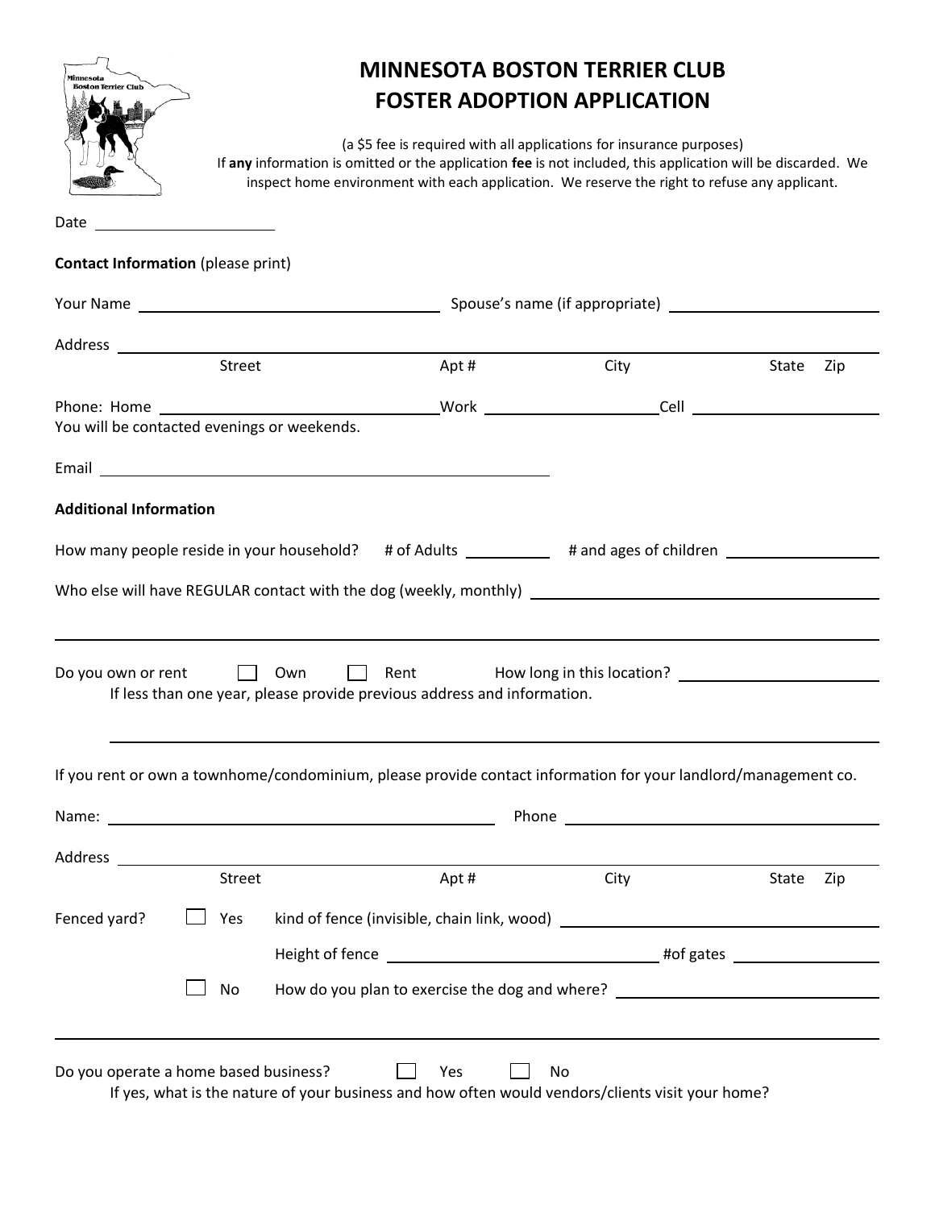# MINNESOTA BOSTON TERRIER CLUB
# FOSTER ADOPTION APPLICATION

(a $5 fee is required with all applications for insurance purposes)
If **any** information is omitted or the application **fee** is not included, this application will be discarded. We inspect home environment with each application. We reserve the right to refuse any applicant.

Date ____________________

**Contact Information** (please print)

Your Name ______________________________ Spouse's name (if appropriate) ______________________

Address ____________________________________________________________________________
Street    Apt #    City    State    Zip

Phone: Home ____________________ Work ____________________ Cell ____________________
You will be contacted evenings or weekends.

Email ______________________________________________

**Additional Information**

How many people reside in your household?    # of Adults __________    # and ages of children __________________

Who else will have REGULAR contact with the dog (weekly, monthly) ______________________________________

_____________________________________________________________________________________

Do you own or rent    ☐ Own    ☐ Rent    How long in this location? ______________________
If less than one year, please provide previous address and information.

_____________________________________________________________________________________

If you rent or own a townhome/condominium, please provide contact information for your landlord/management co.

Name: ______________________________________ Phone ______________________________

Address ____________________________________________________________________________
Street    Apt #    City    State    Zip

Fenced yard?    ☐ Yes    kind of fence (invisible, chain link, wood) ______________________________

Height of fence ______________________________ #of gates __________________

☐ No    How do you plan to exercise the dog and where? ______________________________

_____________________________________________________________________________________

Do you operate a home based business?    ☐ Yes    ☐ No
If yes, what is the nature of your business and how often would vendors/clients visit your home?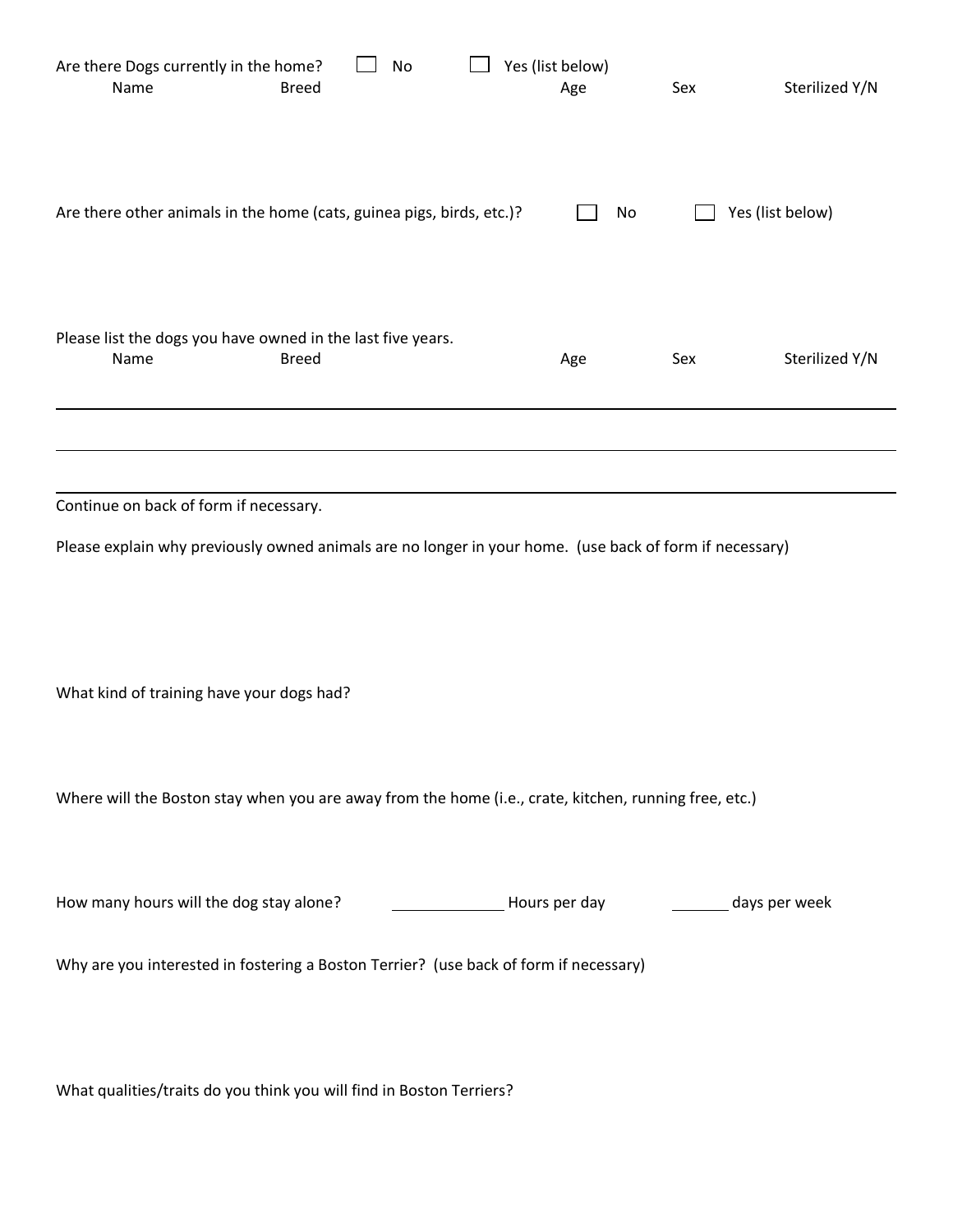Are there Dogs currently in the home? ☐ No ☐ Yes (list below)

| Name | Breed | Age | Sex | Sterilized Y/N |
| --- | --- | --- | --- | --- |
| | | | | |

Are there other animals in the home (cats, guinea pigs, birds, etc.)? ☐ No ☐ Yes (list below)

Please list the dogs you have owned in the last five years.

| Name | Breed | Age | Sex | Sterilized Y/N |
| --- | --- | --- | --- | --- |
| | | | | |
| | | | | |

Continue on back of form if necessary.

Please explain why previously owned animals are no longer in your home. (use back of form if necessary)

What kind of training have your dogs had?

Where will the Boston stay when you are away from the home (i.e., crate, kitchen, running free, etc.)

How many hours will the dog stay alone? ____________ Hours per day ______ days per week

Why are you interested in fostering a Boston Terrier? (use back of form if necessary)

What qualities/traits do you think you will find in Boston Terriers?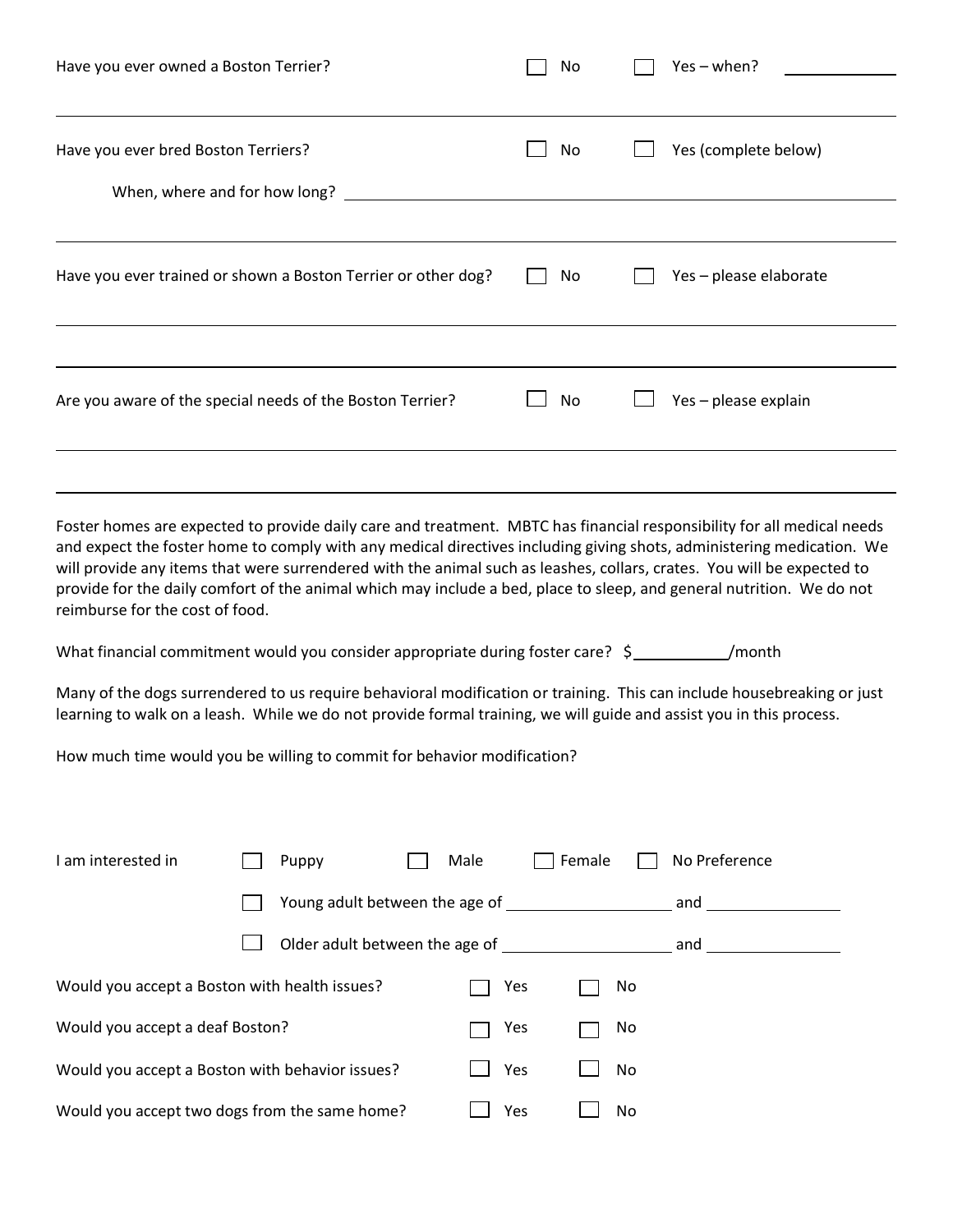Have you ever owned a Boston Terrier? ☐ No ☐ Yes – when? ____________

---

Have you ever bred Boston Terriers? ☐ No ☐ Yes (complete below)

When, where and for how long? ________________________________________________

---

Have you ever trained or shown a Boston Terrier or other dog? ☐ No ☐ Yes – please elaborate

________________________________________________

________________________________________________

Are you aware of the special needs of the Boston Terrier? ☐ No ☐ Yes – please explain

________________________________________________

________________________________________________

Foster homes are expected to provide daily care and treatment. MBTC has financial responsibility for all medical needs and expect the foster home to comply with any medical directives including giving shots, administering medication. We will provide any items that were surrendered with the animal such as leashes, collars, crates. You will be expected to provide for the daily comfort of the animal which may include a bed, place to sleep, and general nutrition. We do not reimburse for the cost of food.

What financial commitment would you consider appropriate during foster care? $__________/month

Many of the dogs surrendered to us require behavioral modification or training. This can include housebreaking or just learning to walk on a leash. While we do not provide formal training, we will guide and assist you in this process.

How much time would you be willing to commit for behavior modification?

I am interested in ☐ Puppy ☐ Male ☐ Female ☐ No Preference

☐ Young adult between the age of __________________ and ______________

☐ Older adult between the age of __________________ and ______________

Would you accept a Boston with health issues? ☐ Yes ☐ No

Would you accept a deaf Boston? ☐ Yes ☐ No

Would you accept a Boston with behavior issues? ☐ Yes ☐ No

Would you accept two dogs from the same home? ☐ Yes ☐ No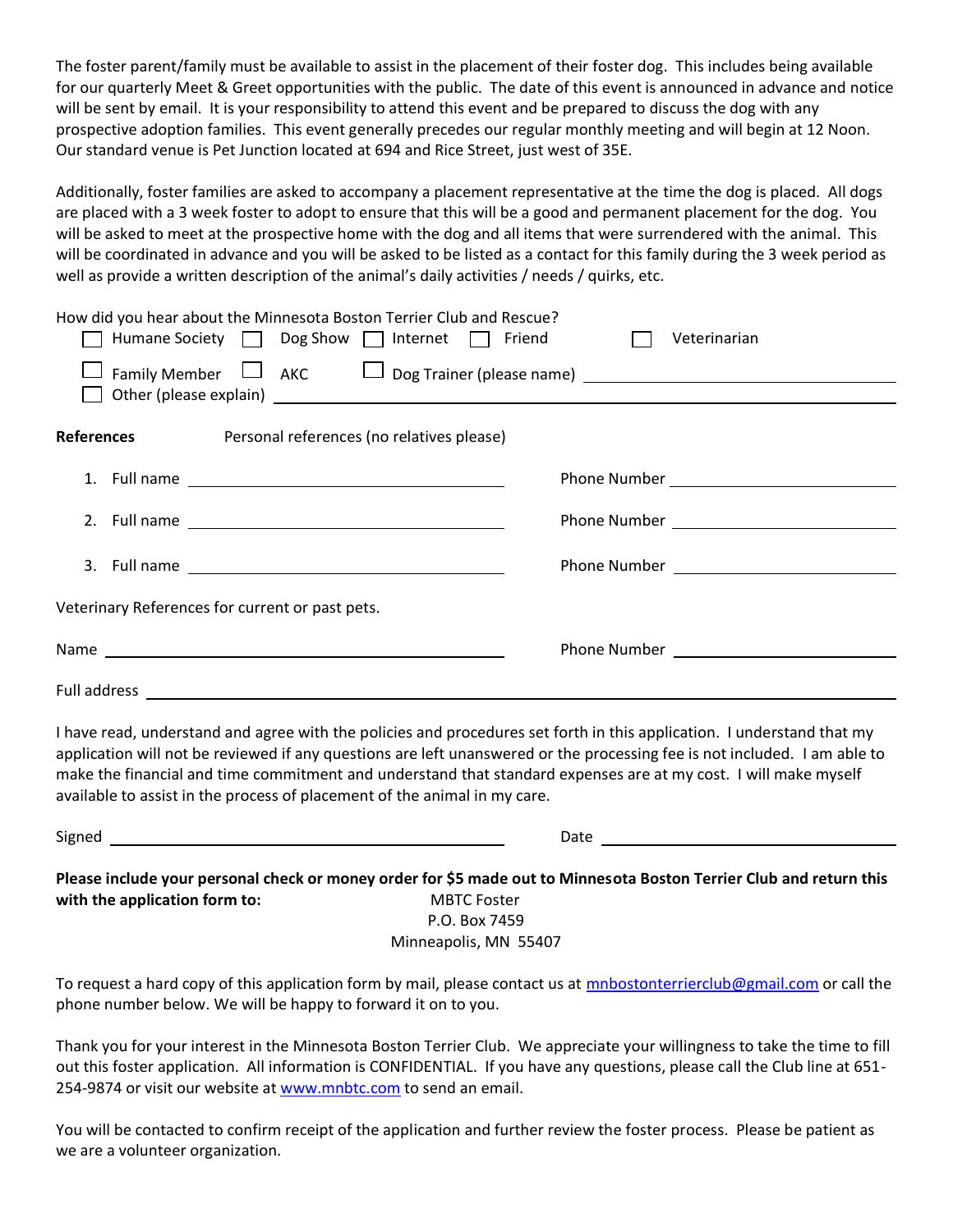The foster parent/family must be available to assist in the placement of their foster dog. This includes being available for our quarterly Meet & Greet opportunities with the public. The date of this event is announced in advance and notice will be sent by email. It is your responsibility to attend this event and be prepared to discuss the dog with any prospective adoption families. This event generally precedes our regular monthly meeting and will begin at 12 Noon. Our standard venue is Pet Junction located at 694 and Rice Street, just west of 35E.

Additionally, foster families are asked to accompany a placement representative at the time the dog is placed. All dogs are placed with a 3 week foster to adopt to ensure that this will be a good and permanent placement for the dog. You will be asked to meet at the prospective home with the dog and all items that were surrendered with the animal. This will be coordinated in advance and you will be asked to be listed as a contact for this family during the 3 week period as well as provide a written description of the animal's daily activities / needs / quirks, etc.

How did you hear about the Minnesota Boston Terrier Club and Rescue?

☐ Humane Society ☐ Dog Show ☐ Internet ☐ Friend ☐ Veterinarian

☐ Family Member ☐ AKC ☐ Dog Trainer (please name) ______________________________

☐ Other (please explain) ______________________________

**References** Personal references (no relatives please)

1. Full name ______________________________ Phone Number ______________________
2. Full name ______________________________ Phone Number ______________________
3. Full name ______________________________ Phone Number ______________________

Veterinary References for current or past pets.

Name ______________________________ Phone Number ______________________

Full address ______________________________________________________________

I have read, understand and agree with the policies and procedures set forth in this application. I understand that my application will not be reviewed if any questions are left unanswered or the processing fee is not included. I am able to make the financial and time commitment and understand that standard expenses are at my cost. I will make myself available to assist in the process of placement of the animal in my care.

Signed ______________________________ Date ______________________

**Please include your personal check or money order for $5 made out to Minnesota Boston Terrier Club and return this with the application form to:**

MBTC Foster
P.O. Box 7459
Minneapolis, MN 55407

To request a hard copy of this application form by mail, please contact us at mnbostonterrierclub@gmail.com or call the phone number below. We will be happy to forward it on to you.

Thank you for your interest in the Minnesota Boston Terrier Club. We appreciate your willingness to take the time to fill out this foster application. All information is CONFIDENTIAL. If you have any questions, please call the Club line at 651-254-9874 or visit our website at www.mnbtc.com to send an email.

You will be contacted to confirm receipt of the application and further review the foster process. Please be patient as we are a volunteer organization.